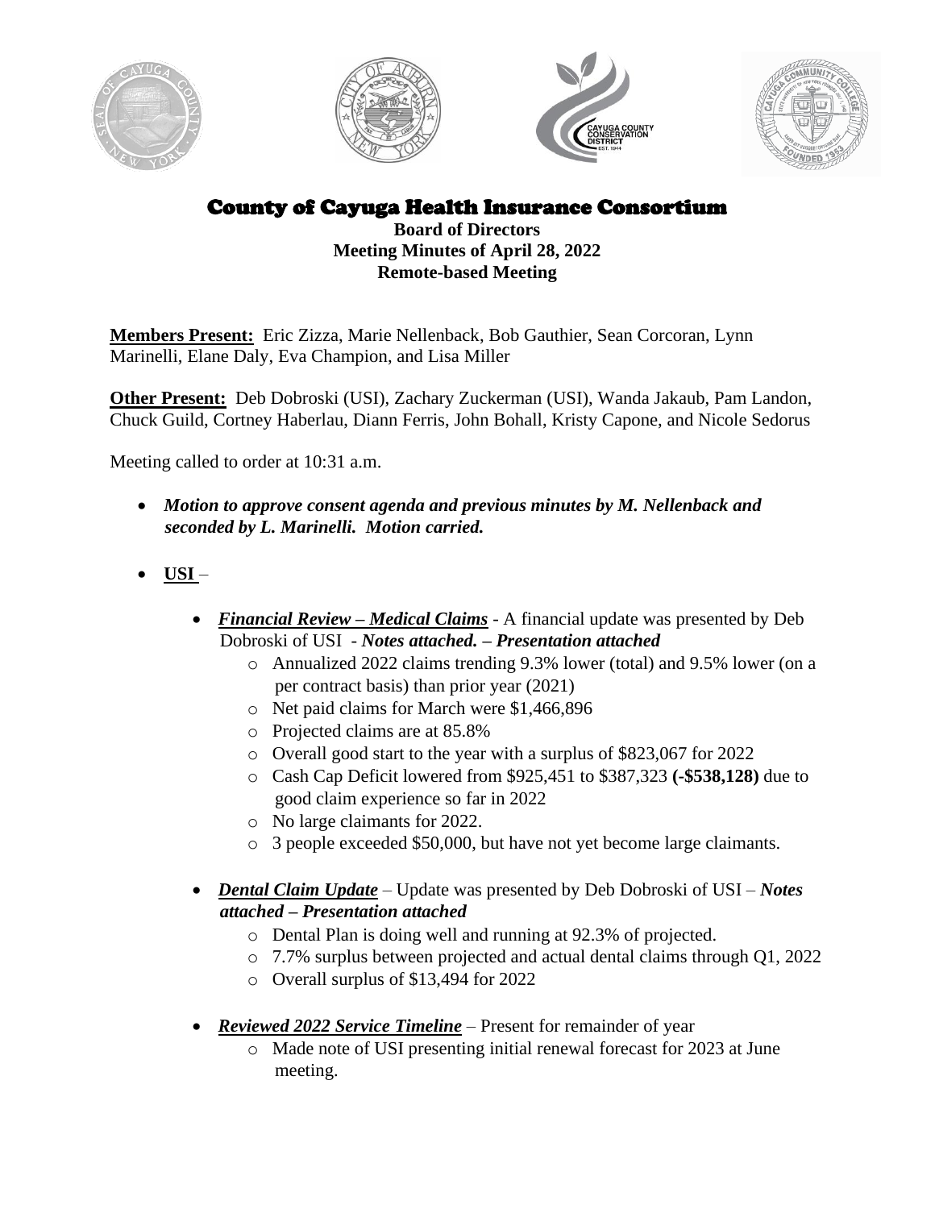# County of Cayuga Health Insurance Consortium

**Board of Directors**
**Meeting Minutes of April 28, 2022**
**Remote-based Meeting**

**Members Present:** Eric Zizza, Marie Nellenback, Bob Gauthier, Sean Corcoran, Lynn Marinelli, Elane Daly, Eva Champion, and Lisa Miller

**Other Present:** Deb Dobroski (USI), Zachary Zuckerman (USI), Wanda Jakaub, Pam Landon, Chuck Guild, Cortney Haberlau, Diann Ferris, John Bohall, Kristy Capone, and Nicole Sedorus

Meeting called to order at 10:31 a.m.

- ***Motion to approve consent agenda and previous minutes by M. Nellenback and seconded by L. Marinelli. Motion carried.***

- **USI** –

  - ***Financial Review – Medical Claims*** - A financial update was presented by Deb Dobroski of USI - ***Notes attached. – Presentation attached***
    - Annualized 2022 claims trending 9.3% lower (total) and 9.5% lower (on a per contract basis) than prior year (2021)
    - Net paid claims for March were $1,466,896
    - Projected claims are at 85.8%
    - Overall good start to the year with a surplus of $823,067 for 2022
    - Cash Cap Deficit lowered from $925,451 to $387,323 **(-$538,128)** due to good claim experience so far in 2022
    - No large claimants for 2022.
    - 3 people exceeded $50,000, but have not yet become large claimants.

  - ***Dental Claim Update*** – Update was presented by Deb Dobroski of USI – ***Notes attached – Presentation attached***
    - Dental Plan is doing well and running at 92.3% of projected.
    - 7.7% surplus between projected and actual dental claims through Q1, 2022
    - Overall surplus of $13,494 for 2022

  - ***Reviewed 2022 Service Timeline*** – Present for remainder of year
    - Made note of USI presenting initial renewal forecast for 2023 at June meeting.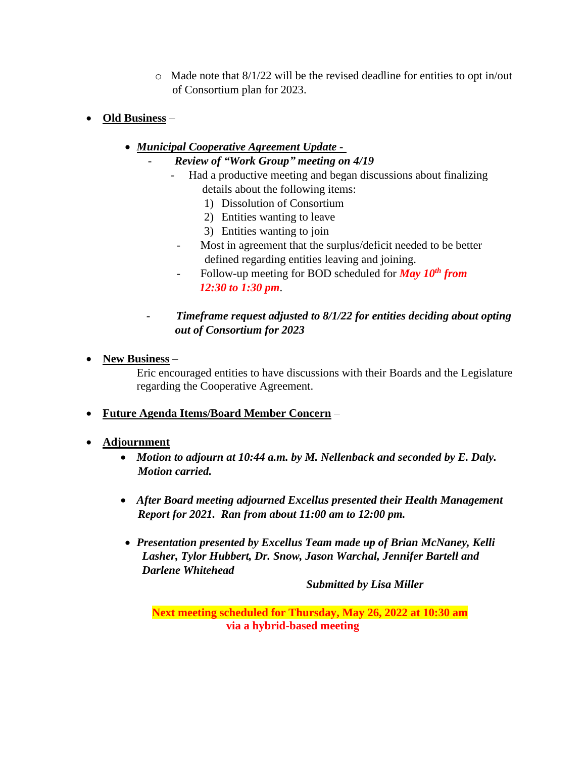- Made note that 8/1/22 will be the revised deadline for entities to opt in/out of Consortium plan for 2023.

- **Old Business** –

  - ***Municipal Cooperative Agreement Update -***
    - ***Review of "Work Group" meeting on 4/19***
      - Had a productive meeting and began discussions about finalizing details about the following items:
        1) Dissolution of Consortium
        2) Entities wanting to leave
        3) Entities wanting to join
      - Most in agreement that the surplus/deficit needed to be better defined regarding entities leaving and joining.
      - Follow-up meeting for BOD scheduled for ***May 10th from 12:30 to 1:30 pm***.

    - ***Timeframe request adjusted to 8/1/22 for entities deciding about opting out of Consortium for 2023***

- **New Business** –

  Eric encouraged entities to have discussions with their Boards and the Legislature regarding the Cooperative Agreement.

- **Future Agenda Items/Board Member Concern** –

- **Adjournment**
  - ***Motion to adjourn at 10:44 a.m. by M. Nellenback and seconded by E. Daly. Motion carried.***

  - ***After Board meeting adjourned Excellus presented their Health Management Report for 2021. Ran from about 11:00 am to 12:00 pm.***

  - ***Presentation presented by Excellus Team made up of Brian McNaney, Kelli Lasher, Tylor Hubbert, Dr. Snow, Jason Warchal, Jennifer Bartell and Darlene Whitehead***

***Submitted by Lisa Miller***

**Next meeting scheduled for Thursday, May 26, 2022 at 10:30 am via a hybrid-based meeting**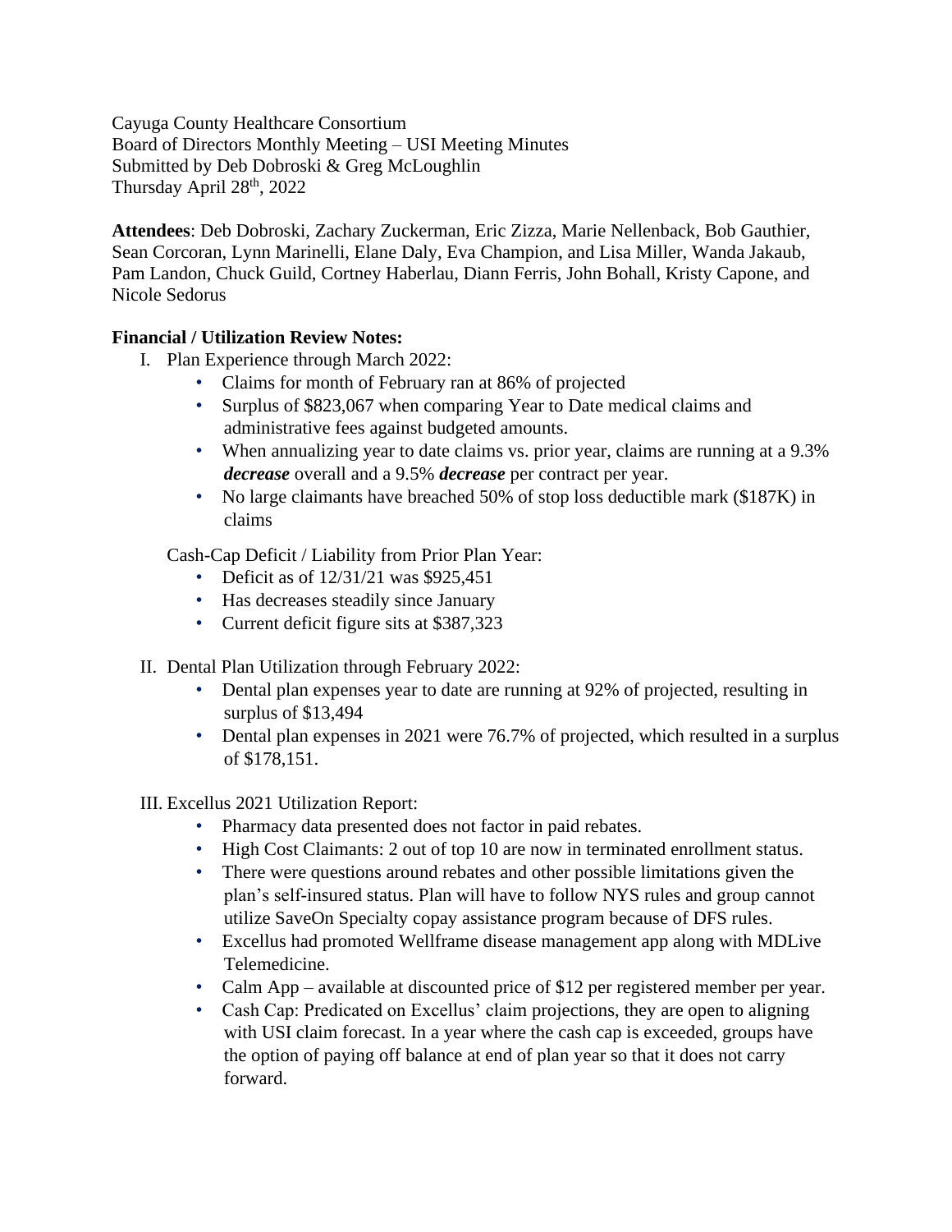Cayuga County Healthcare Consortium
Board of Directors Monthly Meeting – USI Meeting Minutes
Submitted by Deb Dobroski & Greg McLoughlin
Thursday April 28th, 2022

**Attendees**: Deb Dobroski, Zachary Zuckerman, Eric Zizza, Marie Nellenback, Bob Gauthier, Sean Corcoran, Lynn Marinelli, Elane Daly, Eva Champion, and Lisa Miller, Wanda Jakaub, Pam Landon, Chuck Guild, Cortney Haberlau, Diann Ferris, John Bohall, Kristy Capone, and Nicole Sedorus

**Financial / Utilization Review Notes:**

I. Plan Experience through March 2022:
   - Claims for month of February ran at 86% of projected
   - Surplus of $823,067 when comparing Year to Date medical claims and administrative fees against budgeted amounts.
   - When annualizing year to date claims vs. prior year, claims are running at a 9.3% ***decrease*** overall and a 9.5% ***decrease*** per contract per year.
   - No large claimants have breached 50% of stop loss deductible mark ($187K) in claims

   Cash-Cap Deficit / Liability from Prior Plan Year:
   - Deficit as of 12/31/21 was $925,451
   - Has decreases steadily since January
   - Current deficit figure sits at $387,323

II. Dental Plan Utilization through February 2022:
   - Dental plan expenses year to date are running at 92% of projected, resulting in surplus of $13,494
   - Dental plan expenses in 2021 were 76.7% of projected, which resulted in a surplus of $178,151.

III. Excellus 2021 Utilization Report:
   - Pharmacy data presented does not factor in paid rebates.
   - High Cost Claimants: 2 out of top 10 are now in terminated enrollment status.
   - There were questions around rebates and other possible limitations given the plan's self-insured status. Plan will have to follow NYS rules and group cannot utilize SaveOn Specialty copay assistance program because of DFS rules.
   - Excellus had promoted Wellframe disease management app along with MDLive Telemedicine.
   - Calm App – available at discounted price of $12 per registered member per year.
   - Cash Cap: Predicated on Excellus' claim projections, they are open to aligning with USI claim forecast. In a year where the cash cap is exceeded, groups have the option of paying off balance at end of plan year so that it does not carry forward.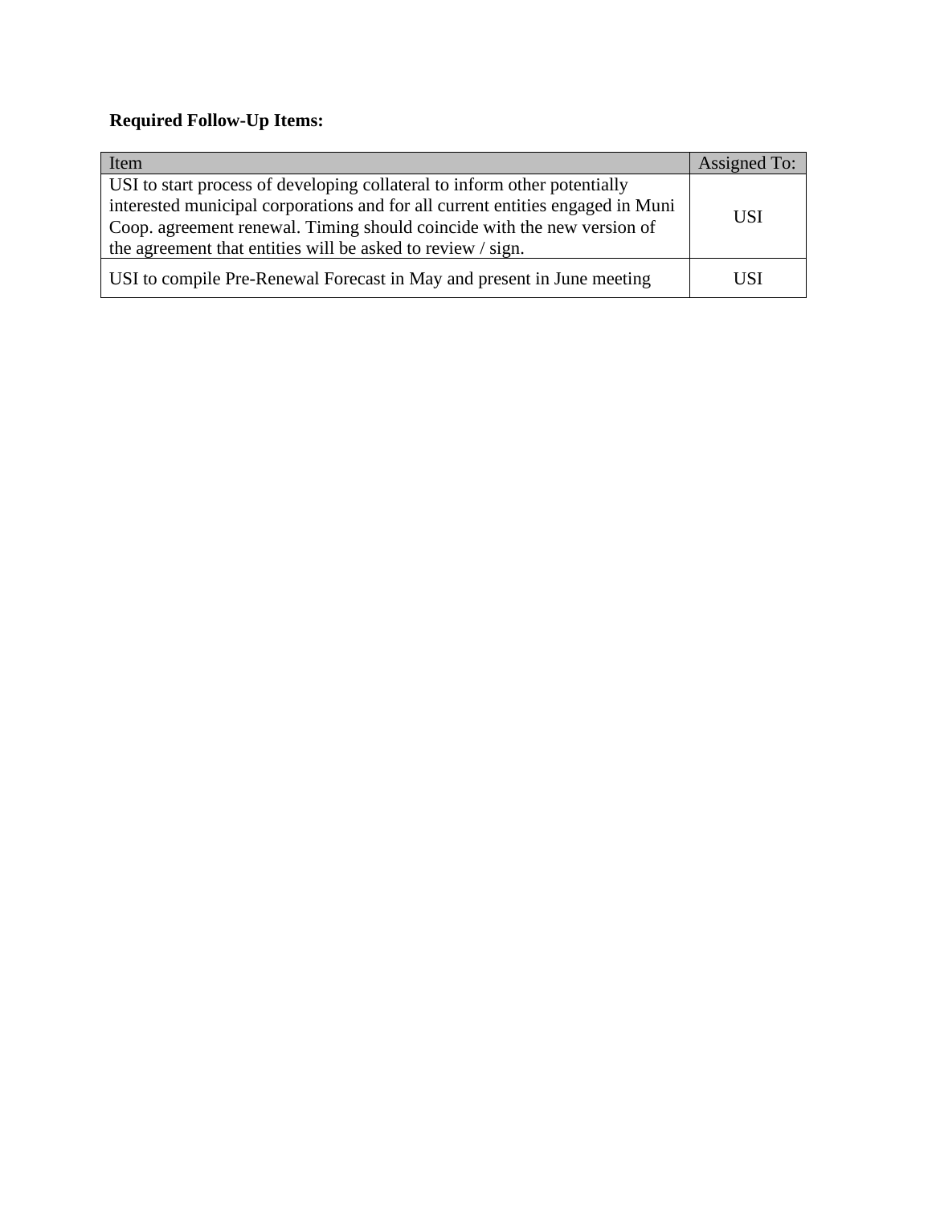**Required Follow-Up Items:**

| Item | Assigned To: |
| --- | --- |
| USI to start process of developing collateral to inform other potentially interested municipal corporations and for all current entities engaged in Muni Coop. agreement renewal. Timing should coincide with the new version of the agreement that entities will be asked to review / sign. | USI |
| USI to compile Pre-Renewal Forecast in May and present in June meeting | USI |